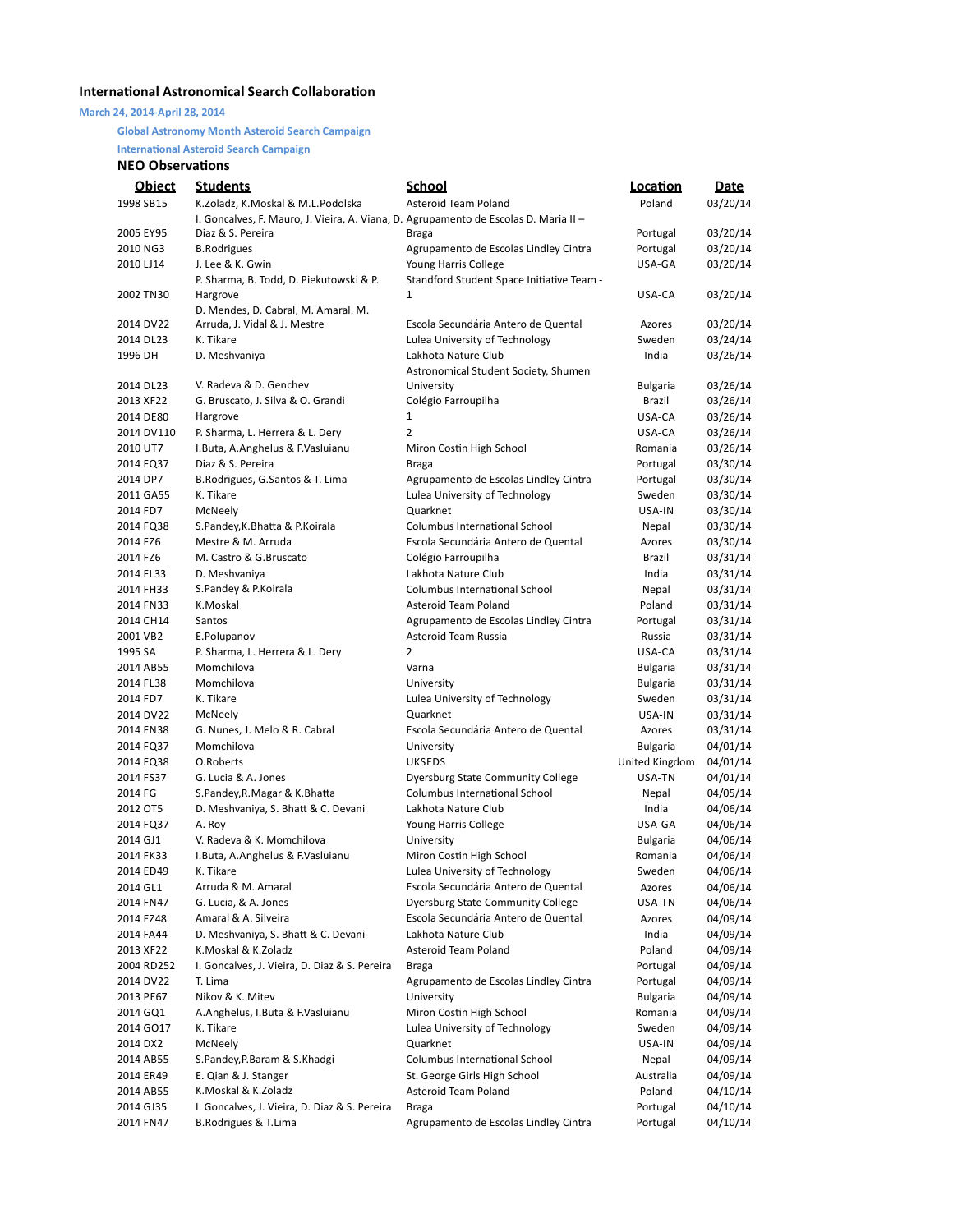# International Astronomical Search Collaboration

**March 24, 2014-April 28, 2014**

**Global Astronomy Month Asteroid Search Campaign**

**International Asteroid Search Campaign**

## NEO Observations

| Object | Students | School | Location | Date |
|---|---|---|---|---|
| 1998 SB15 | K.Zoladz, K.Moskal & M.L.Podolska | Asteroid Team Poland | Poland | 03/20/14 |
| 2005 EY95 | I. Goncalves, F. Mauro, J. Vieira, A. Viana, D. Diaz & S. Pereira | Agrupamento de Escolas D. Maria II – Braga | Portugal | 03/20/14 |
| 2010 NG3 | B.Rodrigues | Agrupamento de Escolas Lindley Cintra | Portugal | 03/20/14 |
| 2010 LJ14 | J. Lee & K. Gwin | Young Harris College | USA-GA | 03/20/14 |
| 2002 TN30 | P. Sharma, B. Todd, D. Piekutowski & P. Hargrove | Standford Student Space Initiative Team - 1 | USA-CA | 03/20/14 |
| 2014 DV22 | D. Mendes, D. Cabral, M. Amaral. M. Arruda, J. Vidal & J. Mestre | Escola Secundária Antero de Quental | Azores | 03/20/14 |
| 2014 DL23 | K. Tikare | Lulea University of Technology | Sweden | 03/24/14 |
| 1996 DH | D. Meshvaniya | Lakhota Nature Club | India | 03/26/14 |
| 2014 DL23 | V. Radeva & D. Genchev | Astronomical Student Society, Shumen University | Bulgaria | 03/26/14 |
| 2013 XF22 | G. Bruscato, J. Silva & O. Grandi | Colégio Farroupilha | Brazil | 03/26/14 |
| 2014 DE80 | Hargrove | 1 | USA-CA | 03/26/14 |
| 2014 DV110 | P. Sharma, L. Herrera & L. Dery | 2 | USA-CA | 03/26/14 |
| 2010 UT7 | I.Buta, A.Anghelus & F.Vasluianu | Miron Costin High School | Romania | 03/26/14 |
| 2014 FQ37 | Diaz & S. Pereira | Braga | Portugal | 03/30/14 |
| 2014 DP7 | B.Rodrigues, G.Santos & T. Lima | Agrupamento de Escolas Lindley Cintra | Portugal | 03/30/14 |
| 2011 GA55 | K. Tikare | Lulea University of Technology | Sweden | 03/30/14 |
| 2014 FD7 | McNeely | Quarknet | USA-IN | 03/30/14 |
| 2014 FQ38 | S.Pandey,K.Bhatta & P.Koirala | Columbus International School | Nepal | 03/30/14 |
| 2014 FZ6 | Mestre & M. Arruda | Escola Secundária Antero de Quental | Azores | 03/30/14 |
| 2014 FZ6 | M. Castro & G.Bruscato | Colégio Farroupilha | Brazil | 03/31/14 |
| 2014 FL33 | D. Meshvaniya | Lakhota Nature Club | India | 03/31/14 |
| 2014 FH33 | S.Pandey & P.Koirala | Columbus International School | Nepal | 03/31/14 |
| 2014 FN33 | K.Moskal | Asteroid Team Poland | Poland | 03/31/14 |
| 2014 CH14 | Santos | Agrupamento de Escolas Lindley Cintra | Portugal | 03/31/14 |
| 2001 VB2 | E.Polupanov | Asteroid Team Russia | Russia | 03/31/14 |
| 1995 SA | P. Sharma, L. Herrera & L. Dery | 2 | USA-CA | 03/31/14 |
| 2014 AB55 | Momchilova | Varna | Bulgaria | 03/31/14 |
| 2014 FL38 | Momchilova | University | Bulgaria | 03/31/14 |
| 2014 FD7 | K. Tikare | Lulea University of Technology | Sweden | 03/31/14 |
| 2014 DV22 | McNeely | Quarknet | USA-IN | 03/31/14 |
| 2014 FN38 | G. Nunes, J. Melo & R. Cabral | Escola Secundária Antero de Quental | Azores | 03/31/14 |
| 2014 FQ37 | Momchilova | University | Bulgaria | 04/01/14 |
| 2014 FQ38 | O.Roberts | UKSEDS | United Kingdom | 04/01/14 |
| 2014 FS37 | G. Lucia & A. Jones | Dyersburg State Community College | USA-TN | 04/01/14 |
| 2014 FG | S.Pandey,R.Magar & K.Bhatta | Columbus International School | Nepal | 04/05/14 |
| 2012 OT5 | D. Meshvaniya, S. Bhatt & C. Devani | Lakhota Nature Club | India | 04/06/14 |
| 2014 FQ37 | A. Roy | Young Harris College | USA-GA | 04/06/14 |
| 2014 GJ1 | V. Radeva & K. Momchilova | University | Bulgaria | 04/06/14 |
| 2014 FK33 | I.Buta, A.Anghelus & F.Vasluianu | Miron Costin High School | Romania | 04/06/14 |
| 2014 ED49 | K. Tikare | Lulea University of Technology | Sweden | 04/06/14 |
| 2014 GL1 | Arruda & M. Amaral | Escola Secundária Antero de Quental | Azores | 04/06/14 |
| 2014 FN47 | G. Lucia, & A. Jones | Dyersburg State Community College | USA-TN | 04/06/14 |
| 2014 EZ48 | Amaral & A. Silveira | Escola Secundária Antero de Quental | Azores | 04/09/14 |
| 2014 FA44 | D. Meshvaniya, S. Bhatt & C. Devani | Lakhota Nature Club | India | 04/09/14 |
| 2013 XF22 | K.Moskal & K.Zoladz | Asteroid Team Poland | Poland | 04/09/14 |
| 2004 RD252 | I. Goncalves, J. Vieira, D. Diaz & S. Pereira | Braga | Portugal | 04/09/14 |
| 2014 DV22 | T. Lima | Agrupamento de Escolas Lindley Cintra | Portugal | 04/09/14 |
| 2013 PE67 | Nikov & K. Mitev | University | Bulgaria | 04/09/14 |
| 2014 GQ1 | A.Anghelus, I.Buta & F.Vasluianu | Miron Costin High School | Romania | 04/09/14 |
| 2014 GO17 | K. Tikare | Lulea University of Technology | Sweden | 04/09/14 |
| 2014 DX2 | McNeely | Quarknet | USA-IN | 04/09/14 |
| 2014 AB55 | S.Pandey,P.Baram & S.Khadgi | Columbus International School | Nepal | 04/09/14 |
| 2014 ER49 | E. Qian & J. Stanger | St. George Girls High School | Australia | 04/09/14 |
| 2014 AB55 | K.Moskal & K.Zoladz | Asteroid Team Poland | Poland | 04/10/14 |
| 2014 GJ35 | I. Goncalves, J. Vieira, D. Diaz & S. Pereira | Braga | Portugal | 04/10/14 |
| 2014 FN47 | B.Rodrigues & T.Lima | Agrupamento de Escolas Lindley Cintra | Portugal | 04/10/14 |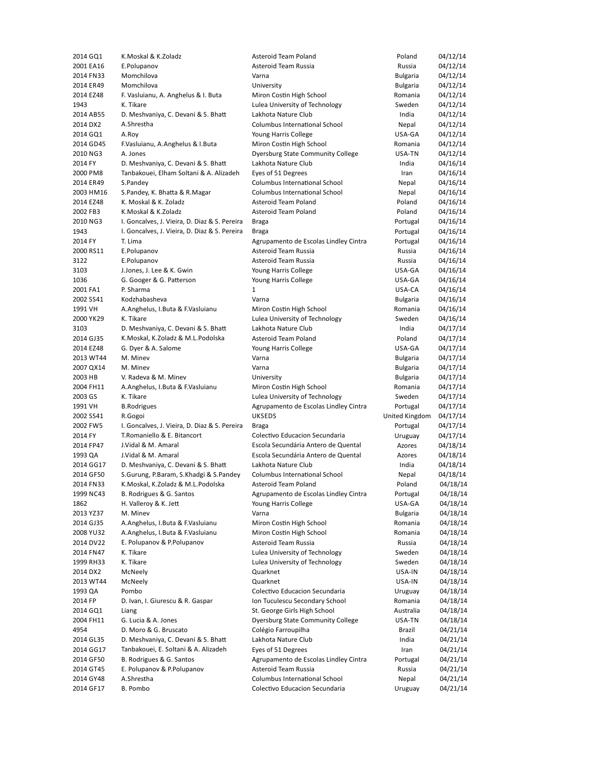| | | | | |
|---|---|---|---|---|
| 2014 GQ1 | K.Moskal & K.Zoladz | Asteroid Team Poland | Poland | 04/12/14 |
| 2001 EA16 | E.Polupanov | Asteroid Team Russia | Russia | 04/12/14 |
| 2014 FN33 | Momchilova | Varna | Bulgaria | 04/12/14 |
| 2014 ER49 | Momchilova | University | Bulgaria | 04/12/14 |
| 2014 EZ48 | F. Vasluianu, A. Anghelus & I. Buta | Miron Costin High School | Romania | 04/12/14 |
| 1943 | K. Tikare | Lulea University of Technology | Sweden | 04/12/14 |
| 2014 AB55 | D. Meshvaniya, C. Devani & S. Bhatt | Lakhota Nature Club | India | 04/12/14 |
| 2014 DX2 | A.Shrestha | Columbus International School | Nepal | 04/12/14 |
| 2014 GQ1 | A.Roy | Young Harris College | USA-GA | 04/12/14 |
| 2014 GD45 | F.Vasluianu, A.Anghelus & I.Buta | Miron Costin High School | Romania | 04/12/14 |
| 2010 NG3 | A. Jones | Dyersburg State Community College | USA-TN | 04/12/14 |
| 2014 FY | D. Meshvaniya, C. Devani & S. Bhatt | Lakhota Nature Club | India | 04/16/14 |
| 2000 PM8 | Tanbakouei, Elham Soltani & A. Alizadeh | Eyes of 51 Degrees | Iran | 04/16/14 |
| 2014 ER49 | S.Pandey | Columbus International School | Nepal | 04/16/14 |
| 2003 HM16 | S.Pandey, K. Bhatta & R.Magar | Columbus International School | Nepal | 04/16/14 |
| 2014 EZ48 | K. Moskal & K. Zoladz | Asteroid Team Poland | Poland | 04/16/14 |
| 2002 FB3 | K.Moskal & K.Zoladz | Asteroid Team Poland | Poland | 04/16/14 |
| 2010 NG3 | I. Goncalves, J. Vieira, D. Diaz & S. Pereira | Braga | Portugal | 04/16/14 |
| 1943 | I. Goncalves, J. Vieira, D. Diaz & S. Pereira | Braga | Portugal | 04/16/14 |
| 2014 FY | T. Lima | Agrupamento de Escolas Lindley Cintra | Portugal | 04/16/14 |
| 2000 RS11 | E.Polupanov | Asteroid Team Russia | Russia | 04/16/14 |
| 3122 | E.Polupanov | Asteroid Team Russia | Russia | 04/16/14 |
| 3103 | J.Jones, J. Lee & K. Gwin | Young Harris College | USA-GA | 04/16/14 |
| 1036 | G. Googer & G. Patterson | Young Harris College | USA-GA | 04/16/14 |
| 2001 FA1 | P. Sharma | 1 | USA-CA | 04/16/14 |
| 2002 SS41 | Kodzhabasheva | Varna | Bulgaria | 04/16/14 |
| 1991 VH | A.Anghelus, I.Buta & F.Vasluianu | Miron Costin High School | Romania | 04/16/14 |
| 2000 YK29 | K. Tikare | Lulea University of Technology | Sweden | 04/16/14 |
| 3103 | D. Meshvaniya, C. Devani & S. Bhatt | Lakhota Nature Club | India | 04/17/14 |
| 2014 GJ35 | K.Moskal, K.Zoladz & M.L.Podolska | Asteroid Team Poland | Poland | 04/17/14 |
| 2014 EZ48 | G. Dyer & A. Salome | Young Harris College | USA-GA | 04/17/14 |
| 2013 WT44 | M. Minev | Varna | Bulgaria | 04/17/14 |
| 2007 QX14 | M. Minev | Varna | Bulgaria | 04/17/14 |
| 2003 HB | V. Radeva & M. Minev | University | Bulgaria | 04/17/14 |
| 2004 FH11 | A.Anghelus, I.Buta & F.Vasluianu | Miron Costin High School | Romania | 04/17/14 |
| 2003 GS | K. Tikare | Lulea University of Technology | Sweden | 04/17/14 |
| 1991 VH | B.Rodrigues | Agrupamento de Escolas Lindley Cintra | Portugal | 04/17/14 |
| 2002 SS41 | R.Gogoi | UKSEDS | United Kingdom | 04/17/14 |
| 2002 FW5 | I. Goncalves, J. Vieira, D. Diaz & S. Pereira | Braga | Portugal | 04/17/14 |
| 2014 FY | T.Romaniello & E. Bitancort | Colectivo Educacion Secundaria | Uruguay | 04/17/14 |
| 2014 FP47 | J.Vidal & M. Amaral | Escola Secundária Antero de Quental | Azores | 04/18/14 |
| 1993 QA | J.Vidal & M. Amaral | Escola Secundária Antero de Quental | Azores | 04/18/14 |
| 2014 GG17 | D. Meshvaniya, C. Devani & S. Bhatt | Lakhota Nature Club | India | 04/18/14 |
| 2014 GF50 | S.Gurung, P.Baram, S.Khadgi & S.Pandey | Columbus International School | Nepal | 04/18/14 |
| 2014 FN33 | K.Moskal, K.Zoladz & M.L.Podolska | Asteroid Team Poland | Poland | 04/18/14 |
| 1999 NC43 | B. Rodrigues & G. Santos | Agrupamento de Escolas Lindley Cintra | Portugal | 04/18/14 |
| 1862 | H. Valleroy & K. Jett | Young Harris College | USA-GA | 04/18/14 |
| 2013 YZ37 | M. Minev | Varna | Bulgaria | 04/18/14 |
| 2014 GJ35 | A.Anghelus, I.Buta & F.Vasluianu | Miron Costin High School | Romania | 04/18/14 |
| 2008 YU32 | A.Anghelus, I.Buta & F.Vasluianu | Miron Costin High School | Romania | 04/18/14 |
| 2014 DV22 | E. Polupanov & P.Polupanov | Asteroid Team Russia | Russia | 04/18/14 |
| 2014 FN47 | K. Tikare | Lulea University of Technology | Sweden | 04/18/14 |
| 1999 RH33 | K. Tikare | Lulea University of Technology | Sweden | 04/18/14 |
| 2014 DX2 | McNeely | Quarknet | USA-IN | 04/18/14 |
| 2013 WT44 | McNeely | Quarknet | USA-IN | 04/18/14 |
| 1993 QA | Pombo | Colectivo Educacion Secundaria | Uruguay | 04/18/14 |
| 2014 FP | D. Ivan, I. Giurescu & R. Gaspar | Ion Tuculescu Secondary School | Romania | 04/18/14 |
| 2014 GQ1 | Liang | St. George Girls High School | Australia | 04/18/14 |
| 2004 FH11 | G. Lucia & A. Jones | Dyersburg State Community College | USA-TN | 04/18/14 |
| 4954 | D. Moro & G. Bruscato | Colégio Farroupilha | Brazil | 04/21/14 |
| 2014 GL35 | D. Meshvaniya, C. Devani & S. Bhatt | Lakhota Nature Club | India | 04/21/14 |
| 2014 GG17 | Tanbakouei, E. Soltani & A. Alizadeh | Eyes of 51 Degrees | Iran | 04/21/14 |
| 2014 GF50 | B. Rodrigues & G. Santos | Agrupamento de Escolas Lindley Cintra | Portugal | 04/21/14 |
| 2014 GT45 | E. Polupanov & P.Polupanov | Asteroid Team Russia | Russia | 04/21/14 |
| 2014 GY48 | A.Shrestha | Columbus International School | Nepal | 04/21/14 |
| 2014 GF17 | B. Pombo | Colectivo Educacion Secundaria | Uruguay | 04/21/14 |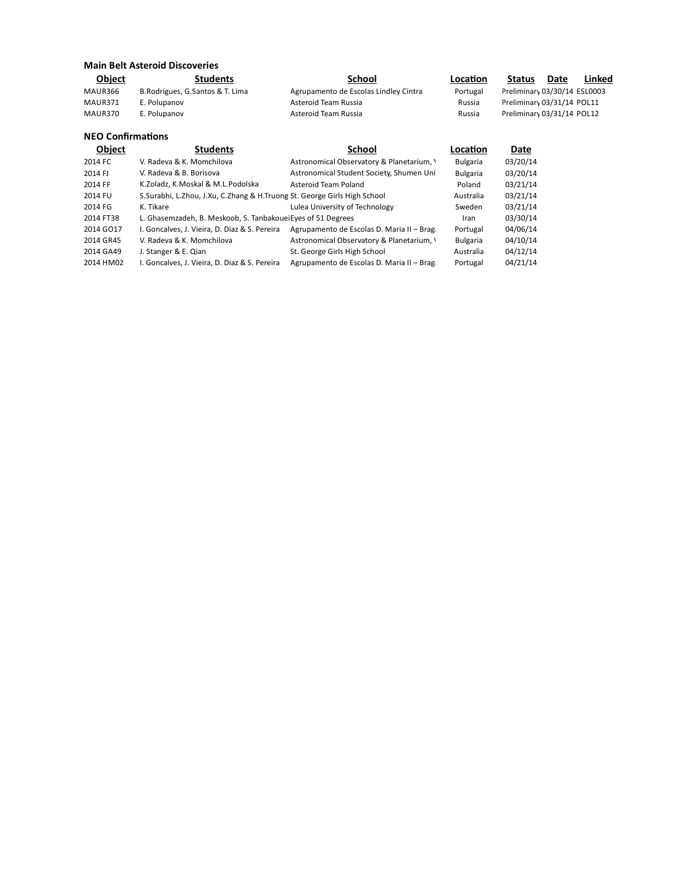### Main Belt Asteroid Discoveries

| Object | Students | School | Location | Status | Date | Linked |
|---|---|---|---|---|---|---|
| MAUR366 | B.Rodrigues, G.Santos & T. Lima | Agrupamento de Escolas Lindley Cintra | Portugal | Preliminary | 03/30/14 | ESL0003 |
| MAUR371 | E. Polupanov | Asteroid Team Russia | Russia | Preliminary | 03/31/14 | POL11 |
| MAUR370 | E. Polupanov | Asteroid Team Russia | Russia | Preliminary | 03/31/14 | POL12 |

### NEO Confirmations

| Object | Students | School | Location | Date |
|---|---|---|---|---|
| 2014 FC | V. Radeva & K. Momchilova | Astronomical Observatory & Planetarium, V | Bulgaria | 03/20/14 |
| 2014 FJ | V. Radeva & B. Borisova | Astronomical Student Society, Shumen Uni | Bulgaria | 03/20/14 |
| 2014 FF | K.Zoladz, K.Moskal & M.L.Podolska | Asteroid Team Poland | Poland | 03/21/14 |
| 2014 FU | S.Surabhi, L.Zhou, J.Xu, C.Zhang & H.Truong | St. George Girls High School | Australia | 03/21/14 |
| 2014 FG | K. Tikare | Lulea University of Technology | Sweden | 03/21/14 |
| 2014 FT38 | L. Ghasemzadeh, B. Meskoob, S. Tanbakouei | Eyes of 51 Degrees | Iran | 03/30/14 |
| 2014 GO17 | I. Goncalves, J. Vieira, D. Diaz & S. Pereira | Agrupamento de Escolas D. Maria II – Brag | Portugal | 04/06/14 |
| 2014 GR45 | V. Radeva & K. Momchilova | Astronomical Observatory & Planetarium, V | Bulgaria | 04/10/14 |
| 2014 GA49 | J. Stanger & E. Qian | St. George Girls High School | Australia | 04/12/14 |
| 2014 HM02 | I. Goncalves, J. Vieira, D. Diaz & S. Pereira | Agrupamento de Escolas D. Maria II – Brag | Portugal | 04/21/14 |